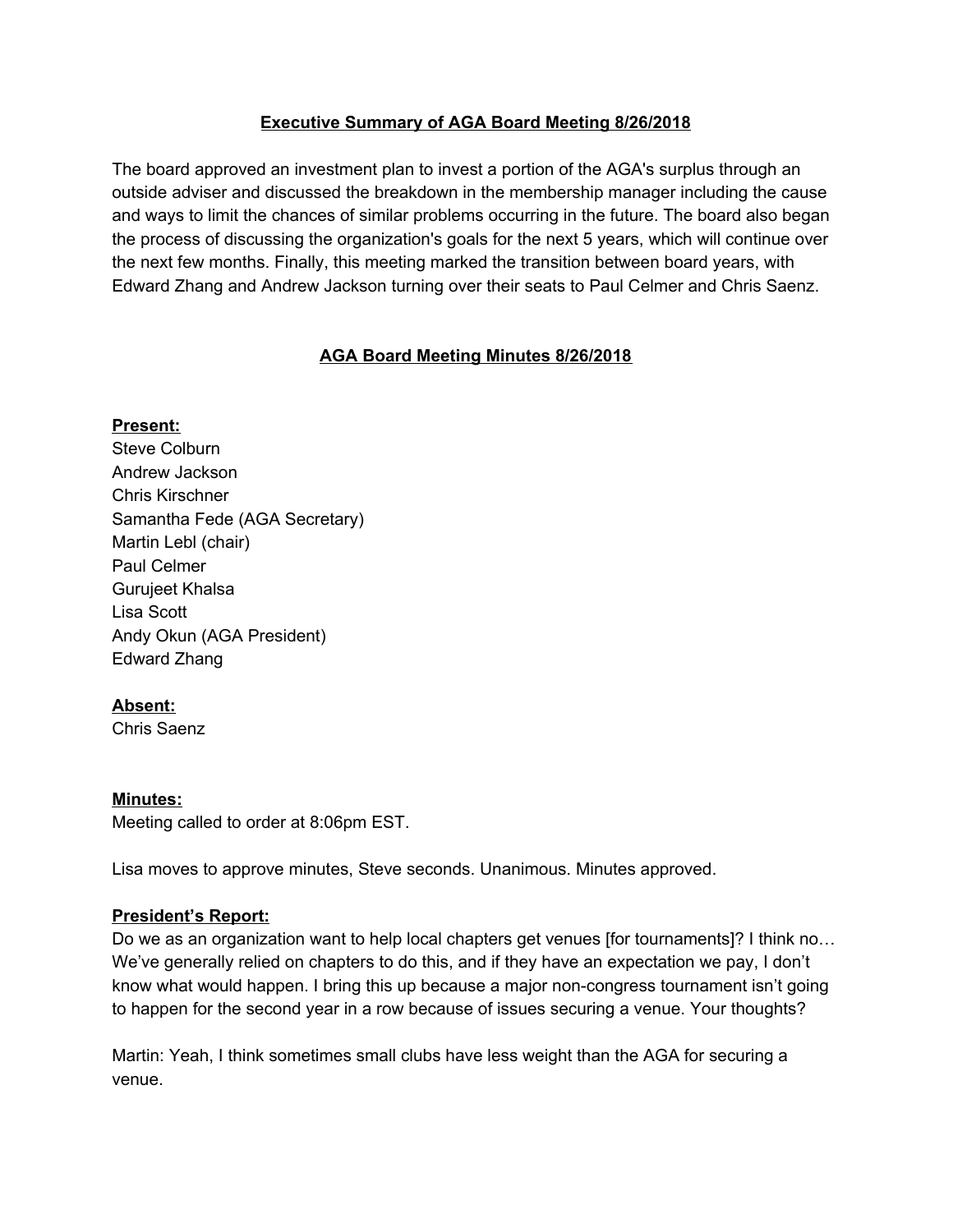## Executive Summary of AGA Board Meeting 8/26/2018

The board approved an investment plan to invest a portion of the AGA's surplus through an outside adviser and discussed the breakdown in the membership manager including the cause and ways to limit the chances of similar problems occurring in the future. The board also began the process of discussing the organization's goals for the next 5 years, which will continue over the next few months. Finally, this meeting marked the transition between board years, with Edward Zhang and Andrew Jackson turning over their seats to Paul Celmer and Chris Saenz.

## AGA Board Meeting Minutes 8/26/2018

**Present:**

Steve Colburn
Andrew Jackson
Chris Kirschner
Samantha Fede (AGA Secretary)
Martin Lebl (chair)
Paul Celmer
Gurujeet Khalsa
Lisa Scott
Andy Okun (AGA President)
Edward Zhang

**Absent:**

Chris Saenz

**Minutes:**

Meeting called to order at 8:06pm EST.

Lisa moves to approve minutes, Steve seconds. Unanimous. Minutes approved.

**President's Report:**

Do we as an organization want to help local chapters get venues [for tournaments]? I think no… We've generally relied on chapters to do this, and if they have an expectation we pay, I don't know what would happen. I bring this up because a major non-congress tournament isn't going to happen for the second year in a row because of issues securing a venue. Your thoughts?

Martin: Yeah, I think sometimes small clubs have less weight than the AGA for securing a venue.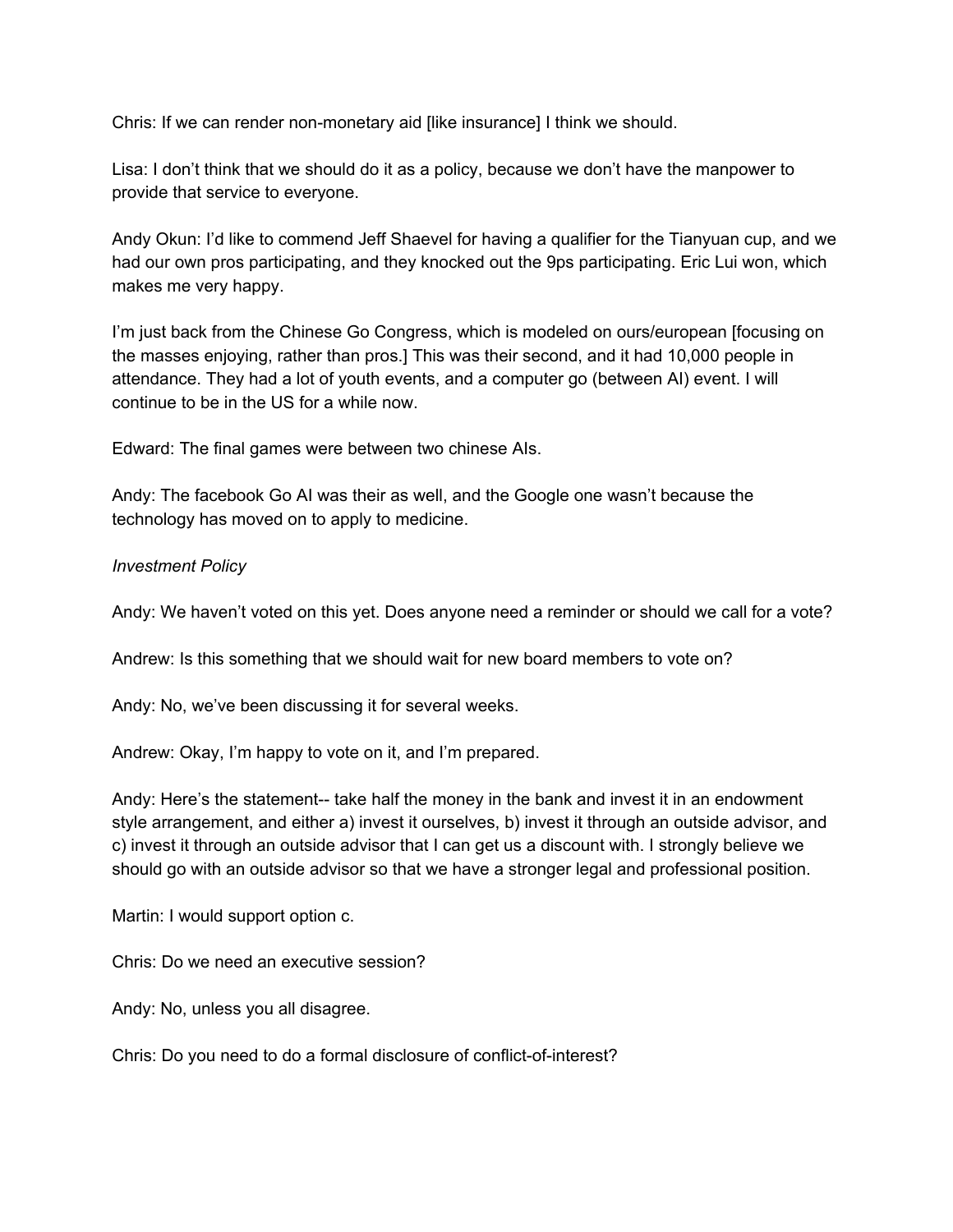Chris: If we can render non-monetary aid [like insurance] I think we should.

Lisa: I don't think that we should do it as a policy, because we don't have the manpower to provide that service to everyone.

Andy Okun: I'd like to commend Jeff Shaevel for having a qualifier for the Tianyuan cup, and we had our own pros participating, and they knocked out the 9ps participating. Eric Lui won, which makes me very happy.

I'm just back from the Chinese Go Congress, which is modeled on ours/european [focusing on the masses enjoying, rather than pros.] This was their second, and it had 10,000 people in attendance. They had a lot of youth events, and a computer go (between AI) event. I will continue to be in the US for a while now.

Edward: The final games were between two chinese AIs.

Andy: The facebook Go AI was their as well, and the Google one wasn't because the technology has moved on to apply to medicine.

*Investment Policy*

Andy: We haven't voted on this yet. Does anyone need a reminder or should we call for a vote?

Andrew: Is this something that we should wait for new board members to vote on?

Andy: No, we've been discussing it for several weeks.

Andrew: Okay, I'm happy to vote on it, and I'm prepared.

Andy: Here's the statement-- take half the money in the bank and invest it in an endowment style arrangement, and either a) invest it ourselves, b) invest it through an outside advisor, and c) invest it through an outside advisor that I can get us a discount with. I strongly believe we should go with an outside advisor so that we have a stronger legal and professional position.

Martin: I would support option c.

Chris: Do we need an executive session?

Andy: No, unless you all disagree.

Chris: Do you need to do a formal disclosure of conflict-of-interest?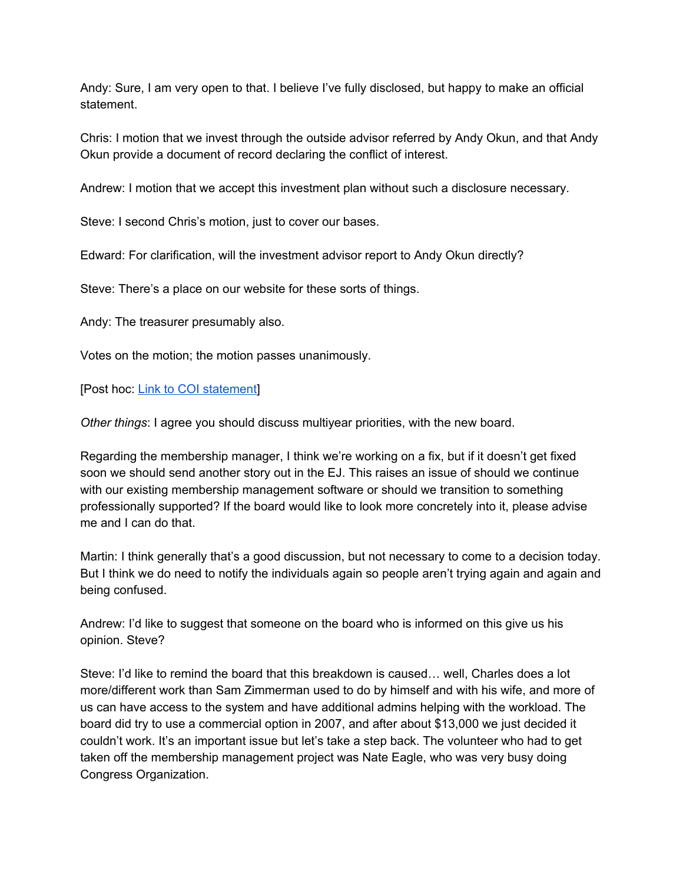Andy: Sure, I am very open to that. I believe I've fully disclosed, but happy to make an official statement.

Chris: I motion that we invest through the outside advisor referred by Andy Okun, and that Andy Okun provide a document of record declaring the conflict of interest.

Andrew: I motion that we accept this investment plan without such a disclosure necessary.

Steve: I second Chris's motion, just to cover our bases.

Edward: For clarification, will the investment advisor report to Andy Okun directly?

Steve: There's a place on our website for these sorts of things.

Andy: The treasurer presumably also.

Votes on the motion; the motion passes unanimously.

[Post hoc: [Link to COI statement]]

*Other things*: I agree you should discuss multiyear priorities, with the new board.

Regarding the membership manager, I think we're working on a fix, but if it doesn't get fixed soon we should send another story out in the EJ. This raises an issue of should we continue with our existing membership management software or should we transition to something professionally supported? If the board would like to look more concretely into it, please advise me and I can do that.

Martin: I think generally that's a good discussion, but not necessary to come to a decision today. But I think we do need to notify the individuals again so people aren't trying again and again and being confused.

Andrew: I'd like to suggest that someone on the board who is informed on this give us his opinion. Steve?

Steve: I'd like to remind the board that this breakdown is caused… well, Charles does a lot more/different work than Sam Zimmerman used to do by himself and with his wife, and more of us can have access to the system and have additional admins helping with the workload. The board did try to use a commercial option in 2007, and after about $13,000 we just decided it couldn't work. It's an important issue but let's take a step back. The volunteer who had to get taken off the membership management project was Nate Eagle, who was very busy doing Congress Organization.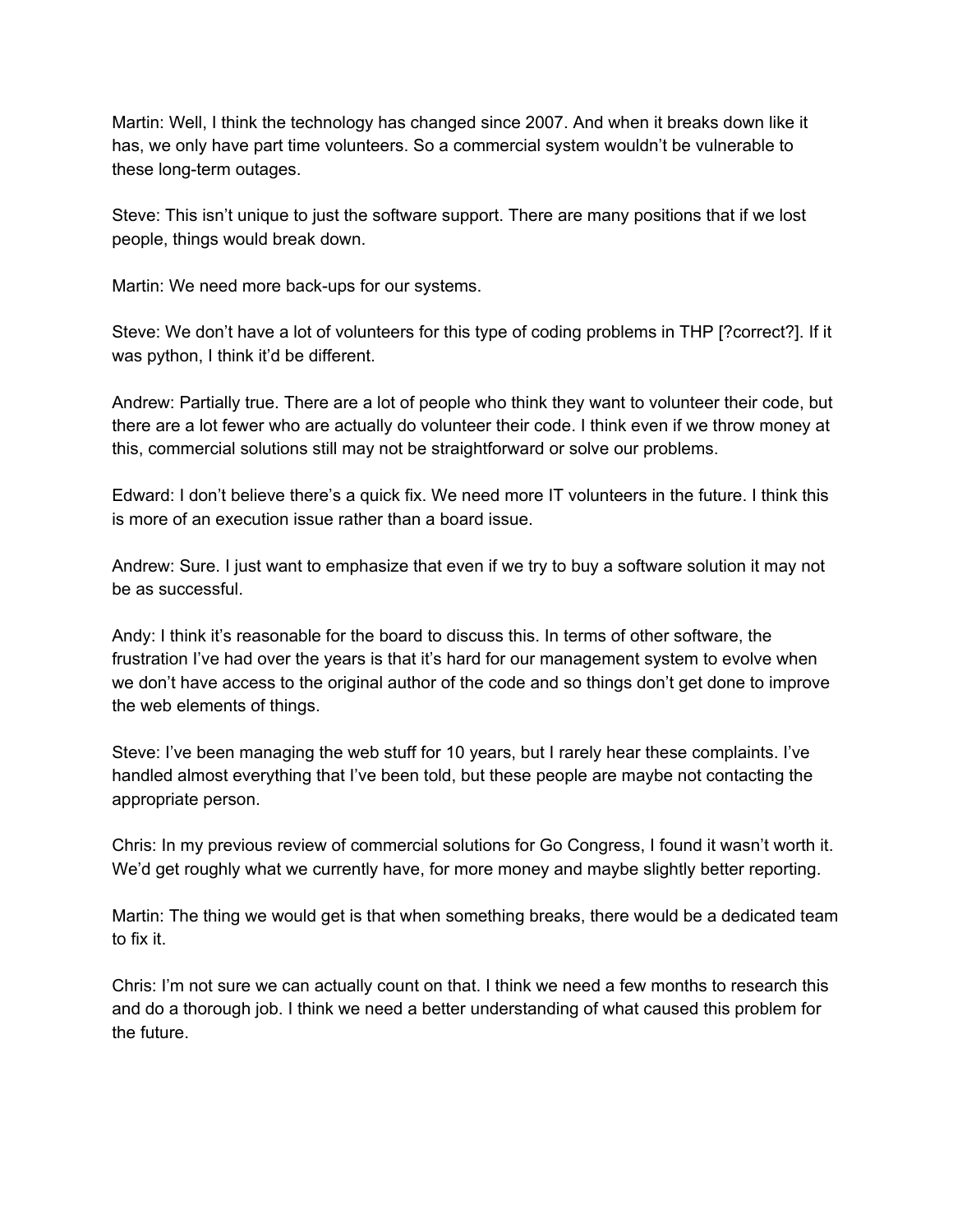Martin: Well, I think the technology has changed since 2007. And when it breaks down like it has, we only have part time volunteers. So a commercial system wouldn't be vulnerable to these long-term outages.

Steve: This isn't unique to just the software support. There are many positions that if we lost people, things would break down.

Martin: We need more back-ups for our systems.

Steve: We don't have a lot of volunteers for this type of coding problems in THP [?correct?]. If it was python, I think it'd be different.

Andrew: Partially true. There are a lot of people who think they want to volunteer their code, but there are a lot fewer who are actually do volunteer their code. I think even if we throw money at this, commercial solutions still may not be straightforward or solve our problems.

Edward: I don't believe there's a quick fix. We need more IT volunteers in the future. I think this is more of an execution issue rather than a board issue.

Andrew: Sure. I just want to emphasize that even if we try to buy a software solution it may not be as successful.

Andy: I think it's reasonable for the board to discuss this. In terms of other software, the frustration I've had over the years is that it's hard for our management system to evolve when we don't have access to the original author of the code and so things don't get done to improve the web elements of things.

Steve: I've been managing the web stuff for 10 years, but I rarely hear these complaints. I've handled almost everything that I've been told, but these people are maybe not contacting the appropriate person.

Chris: In my previous review of commercial solutions for Go Congress, I found it wasn't worth it. We'd get roughly what we currently have, for more money and maybe slightly better reporting.

Martin: The thing we would get is that when something breaks, there would be a dedicated team to fix it.

Chris: I'm not sure we can actually count on that. I think we need a few months to research this and do a thorough job. I think we need a better understanding of what caused this problem for the future.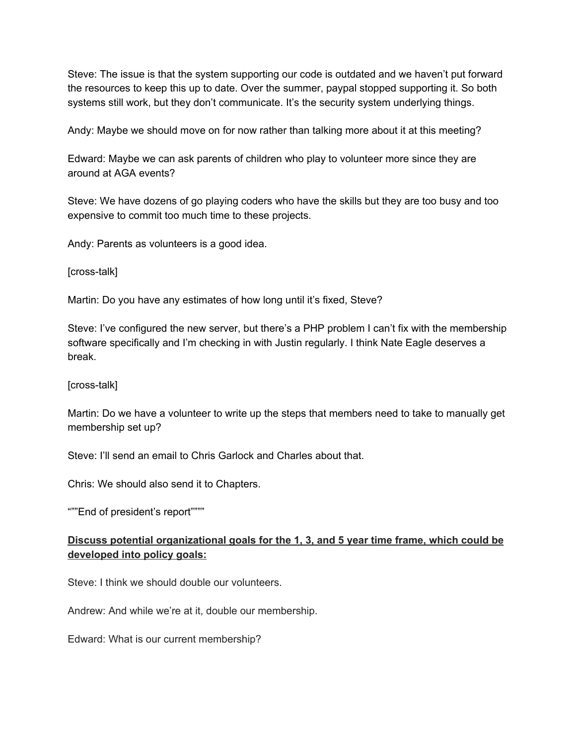Steve: The issue is that the system supporting our code is outdated and we haven't put forward the resources to keep this up to date. Over the summer, paypal stopped supporting it. So both systems still work, but they don't communicate. It's the security system underlying things.

Andy: Maybe we should move on for now rather than talking more about it at this meeting?

Edward: Maybe we can ask parents of children who play to volunteer more since they are around at AGA events?

Steve: We have dozens of go playing coders who have the skills but they are too busy and too expensive to commit too much time to these projects.

Andy: Parents as volunteers is a good idea.

[cross-talk]

Martin: Do you have any estimates of how long until it's fixed, Steve?

Steve: I've configured the new server, but there's a PHP problem I can't fix with the membership software specifically and I'm checking in with Justin regularly. I think Nate Eagle deserves a break.

[cross-talk]

Martin: Do we have a volunteer to write up the steps that members need to take to manually get membership set up?

Steve: I'll send an email to Chris Garlock and Charles about that.

Chris: We should also send it to Chapters.

“””End of president's report”””

**<u>Discuss potential organizational goals for the 1, 3, and 5 year time frame, which could be developed into policy goals:</u>**

Steve: I think we should double our volunteers.

Andrew: And while we're at it, double our membership.

Edward: What is our current membership?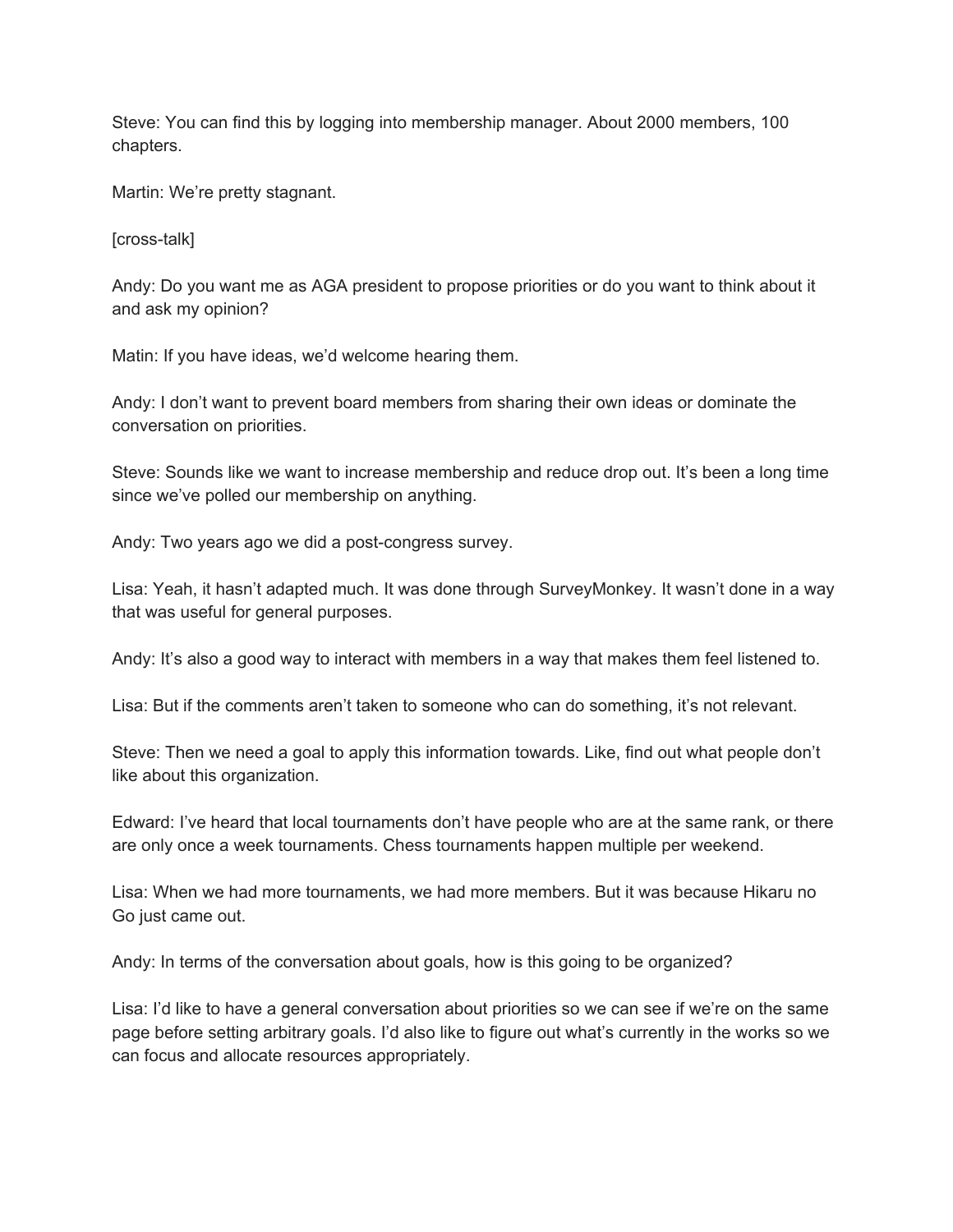Steve: You can find this by logging into membership manager. About 2000 members, 100 chapters.

Martin: We're pretty stagnant.

[cross-talk]

Andy: Do you want me as AGA president to propose priorities or do you want to think about it and ask my opinion?

Matin: If you have ideas, we'd welcome hearing them.

Andy: I don't want to prevent board members from sharing their own ideas or dominate the conversation on priorities.

Steve: Sounds like we want to increase membership and reduce drop out. It's been a long time since we've polled our membership on anything.

Andy: Two years ago we did a post-congress survey.

Lisa: Yeah, it hasn't adapted much. It was done through SurveyMonkey. It wasn't done in a way that was useful for general purposes.

Andy: It's also a good way to interact with members in a way that makes them feel listened to.

Lisa: But if the comments aren't taken to someone who can do something, it's not relevant.

Steve: Then we need a goal to apply this information towards. Like, find out what people don't like about this organization.

Edward: I've heard that local tournaments don't have people who are at the same rank, or there are only once a week tournaments. Chess tournaments happen multiple per weekend.

Lisa: When we had more tournaments, we had more members. But it was because Hikaru no Go just came out.

Andy: In terms of the conversation about goals, how is this going to be organized?

Lisa: I'd like to have a general conversation about priorities so we can see if we're on the same page before setting arbitrary goals. I'd also like to figure out what's currently in the works so we can focus and allocate resources appropriately.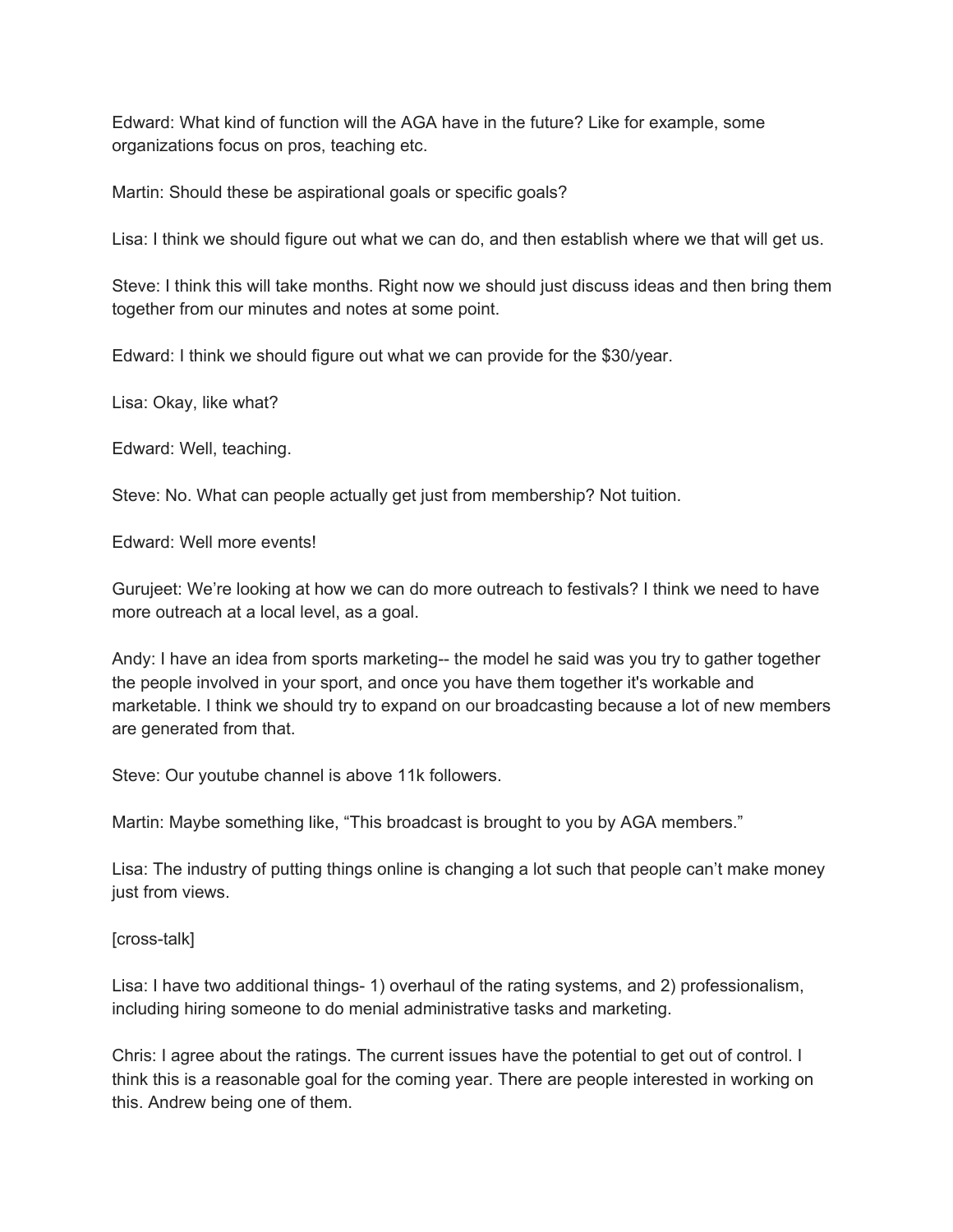Edward: What kind of function will the AGA have in the future? Like for example, some organizations focus on pros, teaching etc.

Martin: Should these be aspirational goals or specific goals?

Lisa: I think we should figure out what we can do, and then establish where we that will get us.

Steve: I think this will take months. Right now we should just discuss ideas and then bring them together from our minutes and notes at some point.

Edward: I think we should figure out what we can provide for the $30/year.

Lisa: Okay, like what?

Edward: Well, teaching.

Steve: No. What can people actually get just from membership? Not tuition.

Edward: Well more events!

Gurujeet: We're looking at how we can do more outreach to festivals? I think we need to have more outreach at a local level, as a goal.

Andy: I have an idea from sports marketing-- the model he said was you try to gather together the people involved in your sport, and once you have them together it's workable and marketable. I think we should try to expand on our broadcasting because a lot of new members are generated from that.

Steve: Our youtube channel is above 11k followers.

Martin: Maybe something like, "This broadcast is brought to you by AGA members."

Lisa: The industry of putting things online is changing a lot such that people can't make money just from views.

[cross-talk]

Lisa: I have two additional things- 1) overhaul of the rating systems, and 2) professionalism, including hiring someone to do menial administrative tasks and marketing.

Chris: I agree about the ratings. The current issues have the potential to get out of control. I think this is a reasonable goal for the coming year. There are people interested in working on this. Andrew being one of them.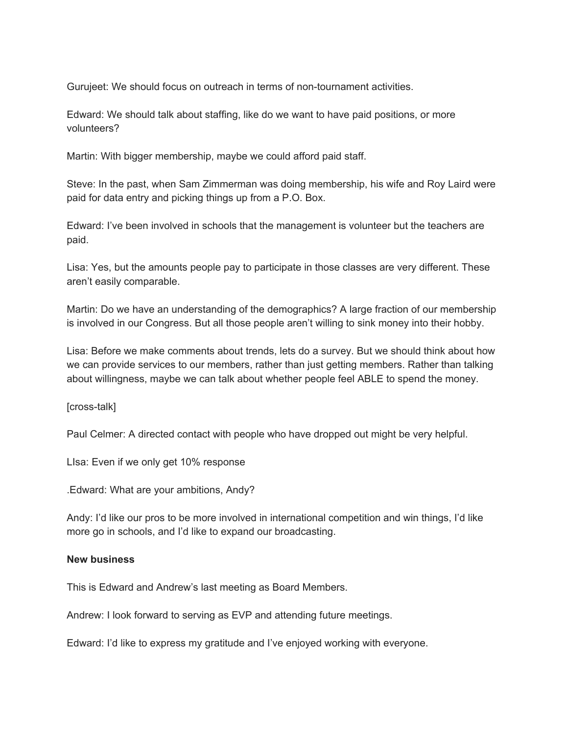Gurujeet: We should focus on outreach in terms of non-tournament activities.

Edward: We should talk about staffing, like do we want to have paid positions, or more volunteers?

Martin: With bigger membership, maybe we could afford paid staff.

Steve: In the past, when Sam Zimmerman was doing membership, his wife and Roy Laird were paid for data entry and picking things up from a P.O. Box.

Edward: I've been involved in schools that the management is volunteer but the teachers are paid.

Lisa: Yes, but the amounts people pay to participate in those classes are very different. These aren't easily comparable.

Martin: Do we have an understanding of the demographics? A large fraction of our membership is involved in our Congress. But all those people aren't willing to sink money into their hobby.

Lisa: Before we make comments about trends, lets do a survey. But we should think about how we can provide services to our members, rather than just getting members. Rather than talking about willingness, maybe we can talk about whether people feel ABLE to spend the money.

[cross-talk]

Paul Celmer: A directed contact with people who have dropped out might be very helpful.

LIsa: Even if we only get 10% response

.Edward: What are your ambitions, Andy?

Andy: I'd like our pros to be more involved in international competition and win things, I'd like more go in schools, and I'd like to expand our broadcasting.

**New business**

This is Edward and Andrew's last meeting as Board Members.

Andrew: I look forward to serving as EVP and attending future meetings.

Edward: I'd like to express my gratitude and I've enjoyed working with everyone.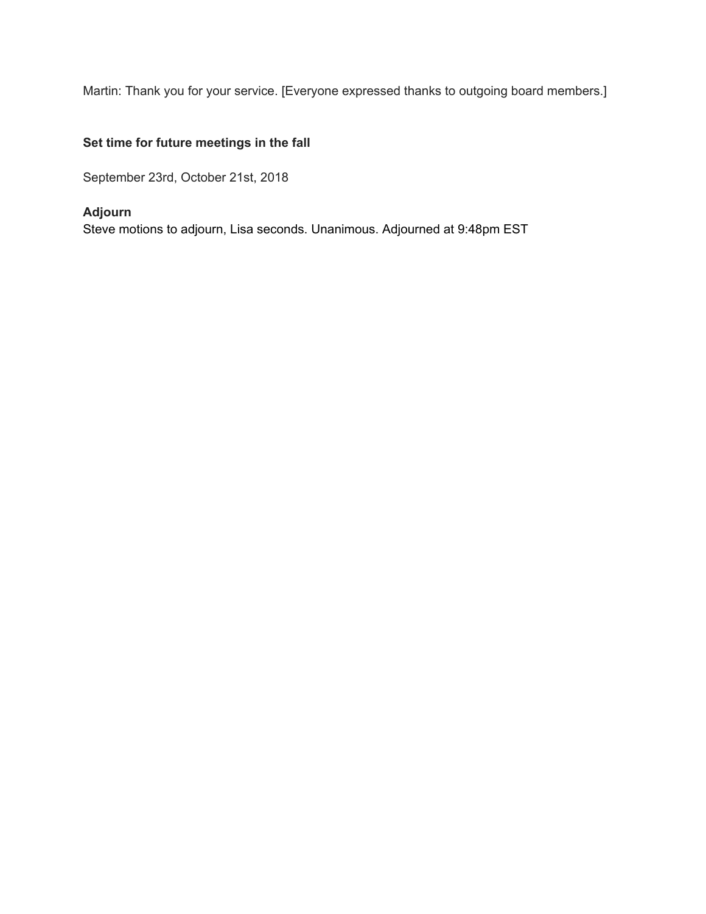Martin: Thank you for your service. [Everyone expressed thanks to outgoing board members.]

**Set time for future meetings in the fall**

September 23rd, October 21st, 2018

**Adjourn**

Steve motions to adjourn, Lisa seconds. Unanimous. Adjourned at 9:48pm EST